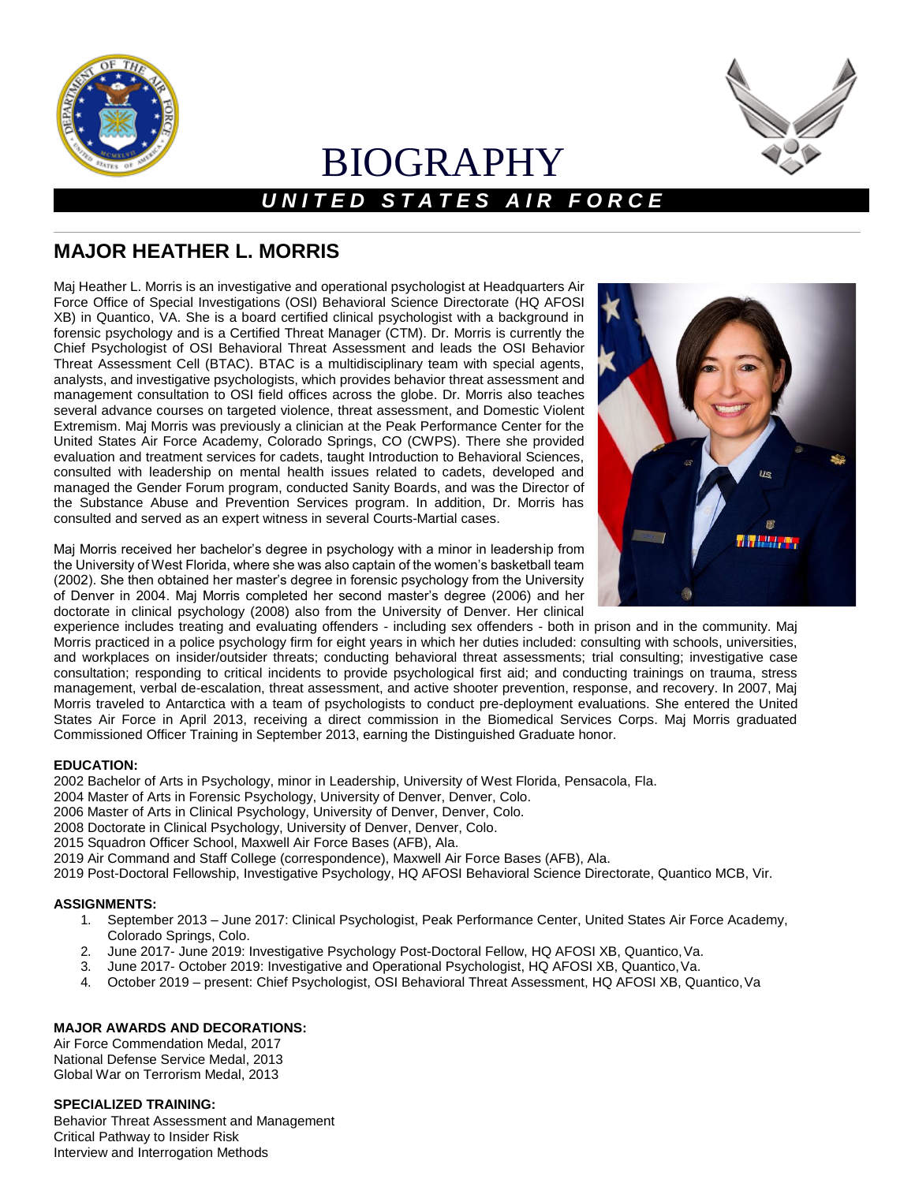# BIOGRAPHY

***U N I T E D   S T A T E S   A I R   F O R C E***

## MAJOR HEATHER L. MORRIS

Maj Heather L. Morris is an investigative and operational psychologist at Headquarters Air Force Office of Special Investigations (OSI) Behavioral Science Directorate (HQ AFOSI XB) in Quantico, VA. She is a board certified clinical psychologist with a background in forensic psychology and is a Certified Threat Manager (CTM). Dr. Morris is currently the Chief Psychologist of OSI Behavioral Threat Assessment and leads the OSI Behavior Threat Assessment Cell (BTAC). BTAC is a multidisciplinary team with special agents, analysts, and investigative psychologists, which provides behavior threat assessment and management consultation to OSI field offices across the globe. Dr. Morris also teaches several advance courses on targeted violence, threat assessment, and Domestic Violent Extremism. Maj Morris was previously a clinician at the Peak Performance Center for the United States Air Force Academy, Colorado Springs, CO (CWPS). There she provided evaluation and treatment services for cadets, taught Introduction to Behavioral Sciences, consulted with leadership on mental health issues related to cadets, developed and managed the Gender Forum program, conducted Sanity Boards, and was the Director of the Substance Abuse and Prevention Services program. In addition, Dr. Morris has consulted and served as an expert witness in several Courts-Martial cases.

Maj Morris received her bachelor's degree in psychology with a minor in leadership from the University of West Florida, where she was also captain of the women's basketball team (2002). She then obtained her master's degree in forensic psychology from the University of Denver in 2004. Maj Morris completed her second master's degree (2006) and her doctorate in clinical psychology (2008) also from the University of Denver. Her clinical experience includes treating and evaluating offenders - including sex offenders - both in prison and in the community. Maj Morris practiced in a police psychology firm for eight years in which her duties included: consulting with schools, universities, and workplaces on insider/outsider threats; conducting behavioral threat assessments; trial consulting; investigative case consultation; responding to critical incidents to provide psychological first aid; and conducting trainings on trauma, stress management, verbal de-escalation, threat assessment, and active shooter prevention, response, and recovery. In 2007, Maj Morris traveled to Antarctica with a team of psychologists to conduct pre-deployment evaluations. She entered the United States Air Force in April 2013, receiving a direct commission in the Biomedical Services Corps. Maj Morris graduated Commissioned Officer Training in September 2013, earning the Distinguished Graduate honor.

**EDUCATION:**

2002 Bachelor of Arts in Psychology, minor in Leadership, University of West Florida, Pensacola, Fla.
2004 Master of Arts in Forensic Psychology, University of Denver, Denver, Colo.
2006 Master of Arts in Clinical Psychology, University of Denver, Denver, Colo.
2008 Doctorate in Clinical Psychology, University of Denver, Denver, Colo.
2015 Squadron Officer School, Maxwell Air Force Bases (AFB), Ala.
2019 Air Command and Staff College (correspondence), Maxwell Air Force Bases (AFB), Ala.
2019 Post-Doctoral Fellowship, Investigative Psychology, HQ AFOSI Behavioral Science Directorate, Quantico MCB, Vir.

**ASSIGNMENTS:**

1. September 2013 – June 2017: Clinical Psychologist, Peak Performance Center, United States Air Force Academy, Colorado Springs, Colo.
2. June 2017- June 2019: Investigative Psychology Post-Doctoral Fellow, HQ AFOSI XB, Quantico, Va.
3. June 2017- October 2019: Investigative and Operational Psychologist, HQ AFOSI XB, Quantico, Va.
4. October 2019 – present: Chief Psychologist, OSI Behavioral Threat Assessment, HQ AFOSI XB, Quantico, Va

**MAJOR AWARDS AND DECORATIONS:**

Air Force Commendation Medal, 2017
National Defense Service Medal, 2013
Global War on Terrorism Medal, 2013

**SPECIALIZED TRAINING:**

Behavior Threat Assessment and Management
Critical Pathway to Insider Risk
Interview and Interrogation Methods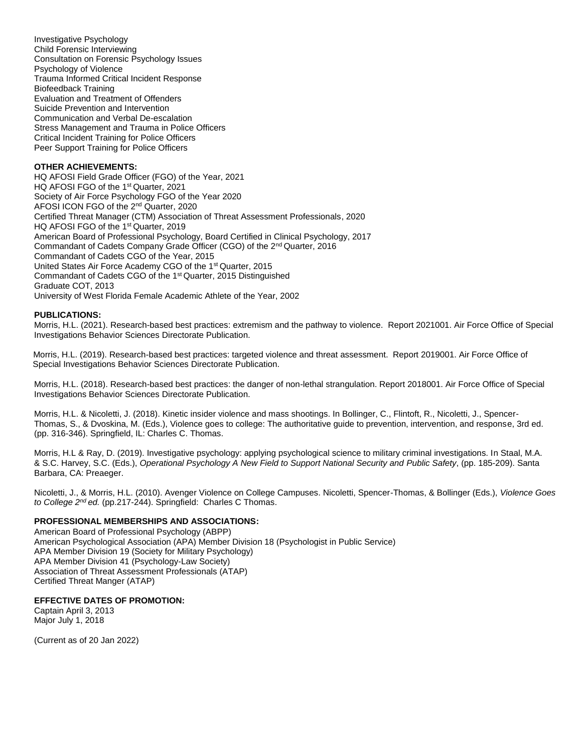Investigative Psychology
Child Forensic Interviewing
Consultation on Forensic Psychology Issues
Psychology of Violence
Trauma Informed Critical Incident Response
Biofeedback Training
Evaluation and Treatment of Offenders
Suicide Prevention and Intervention
Communication and Verbal De-escalation
Stress Management and Trauma in Police Officers
Critical Incident Training for Police Officers
Peer Support Training for Police Officers

**OTHER ACHIEVEMENTS:**
HQ AFOSI Field Grade Officer (FGO) of the Year, 2021
HQ AFOSI FGO of the 1st Quarter, 2021
Society of Air Force Psychology FGO of the Year 2020
AFOSI ICON FGO of the 2nd Quarter, 2020
Certified Threat Manager (CTM) Association of Threat Assessment Professionals, 2020
HQ AFOSI FGO of the 1st Quarter, 2019
American Board of Professional Psychology, Board Certified in Clinical Psychology, 2017
Commandant of Cadets Company Grade Officer (CGO) of the 2nd Quarter, 2016
Commandant of Cadets CGO of the Year, 2015
United States Air Force Academy CGO of the 1st Quarter, 2015
Commandant of Cadets CGO of the 1st Quarter, 2015 Distinguished
Graduate COT, 2013
University of West Florida Female Academic Athlete of the Year, 2002

**PUBLICATIONS:**

Morris, H.L. (2021). Research-based best practices: extremism and the pathway to violence. Report 2021001. Air Force Office of Special Investigations Behavior Sciences Directorate Publication.

Morris, H.L. (2019). Research-based best practices: targeted violence and threat assessment. Report 2019001. Air Force Office of Special Investigations Behavior Sciences Directorate Publication.

Morris, H.L. (2018). Research-based best practices: the danger of non-lethal strangulation. Report 2018001. Air Force Office of Special Investigations Behavior Sciences Directorate Publication.

Morris, H.L. & Nicoletti, J. (2018). Kinetic insider violence and mass shootings. In Bollinger, C., Flintoft, R., Nicoletti, J., Spencer-Thomas, S., & Dvoskina, M. (Eds.), Violence goes to college: The authoritative guide to prevention, intervention, and response, 3rd ed. (pp. 316-346). Springfield, IL: Charles C. Thomas.

Morris, H.L & Ray, D. (2019). Investigative psychology: applying psychological science to military criminal investigations. In Staal, M.A. & S.C. Harvey, S.C. (Eds.), *Operational Psychology A New Field to Support National Security and Public Safety*, (pp. 185-209). Santa Barbara, CA: Preaeger.

Nicoletti, J., & Morris, H.L. (2010). Avenger Violence on College Campuses. Nicoletti, Spencer-Thomas, & Bollinger (Eds.), *Violence Goes to College 2nd ed.* (pp.217-244). Springfield: Charles C Thomas.

**PROFESSIONAL MEMBERSHIPS AND ASSOCIATIONS:**
American Board of Professional Psychology (ABPP)
American Psychological Association (APA) Member Division 18 (Psychologist in Public Service)
APA Member Division 19 (Society for Military Psychology)
APA Member Division 41 (Psychology-Law Society)
Association of Threat Assessment Professionals (ATAP)
Certified Threat Manger (ATAP)

**EFFECTIVE DATES OF PROMOTION:**
Captain April 3, 2013
Major July 1, 2018

(Current as of 20 Jan 2022)